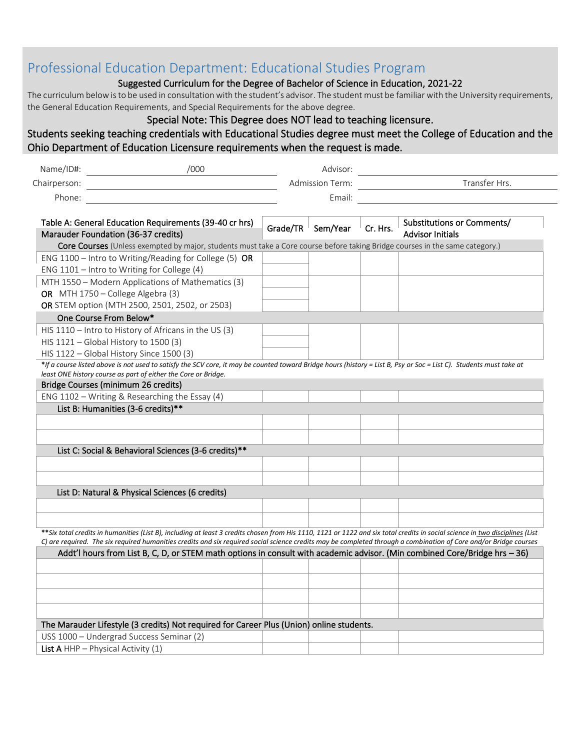# Professional Education Department: Educational Studies Program

**Suggested Curriculum for the Degree of Bachelor of Science in Education, 2021-22**

The curriculum below is to be used in consultation with the student's advisor. The student must be familiar with the University requirements, the General Education Requirements, and Special Requirements for the above degree.

**Special Note: This Degree does NOT lead to teaching licensure.**

**Students seeking teaching credentials with Educational Studies degree must meet the College of Education and the Ohio Department of Education Licensure requirements when the request is made.**

| | | | |
|---|---|---|---|
| Name/ID#: | /000 | Advisor: | |
| Chairperson: | | Admission Term: | Transfer Hrs. |
| Phone: | | Email: | |

| Table A: General Education Requirements (39-40 cr hrs) Marauder Foundation (36-37 credits) | Grade/TR | Sem/Year | Cr. Hrs. | Substitutions or Comments/ Advisor Initials |
|---|---|---|---|---|
| **Core Courses** (Unless exempted by major, students must take a Core course before taking Bridge courses in the same category.) | | | | |
| ENG 1100 – Intro to Writing/Reading for College (5) **OR** | | | | |
| ENG 1101 – Intro to Writing for College (4) | | | | |
| MTH 1550 – Modern Applications of Mathematics (3) | | | | |
| **OR** MTH 1750 – College Algebra (3) | | | | |
| **OR** STEM option (MTH 2500, 2501, 2502, or 2503) | | | | |
| **One Course From Below*** | | | | |
| HIS 1110 – Intro to History of Africans in the US (3) | | | | |
| HIS 1121 – Global History to 1500 (3) | | | | |
| HIS 1122 – Global History Since 1500 (3) | | | | |
| *\*If a course listed above is not used to satisfy the SCV core, it may be counted toward Bridge hours (history = List B, Psy or Soc = List C). Students must take at least ONE history course as part of either the Core or Bridge.* | | | | |
| **Bridge Courses (minimum 26 credits)** | | | | |
| ENG 1102 – Writing & Researching the Essay (4) | | | | |
| **List B: Humanities (3-6 credits)\*\*** | | | | |
| | | | | |
| | | | | |
| **List C: Social & Behavioral Sciences (3-6 credits)\*\*** | | | | |
| | | | | |
| | | | | |
| **List D: Natural & Physical Sciences (6 credits)** | | | | |
| | | | | |
| | | | | |
| *\*\*Six total credits in humanities (List B), including at least 3 credits chosen from His 1110, 1121 or 1122 and six total credits in social science in two disciplines (List C) are required. The six required humanities credits and six required social science credits may be completed through a combination of Core and/or Bridge courses* | | | | |
| **Addt'l hours from List B, C, D, or STEM math options in consult with academic advisor. (Min combined Core/Bridge hrs – 36)** | | | | |
| | | | | |
| | | | | |
| | | | | |
| | | | | |
| **The Marauder Lifestyle (3 credits) Not required for Career Plus (Union) online students.** | | | | |
| USS 1000 – Undergrad Success Seminar (2) | | | | |
| **List A** HHP – Physical Activity (1) | | | | |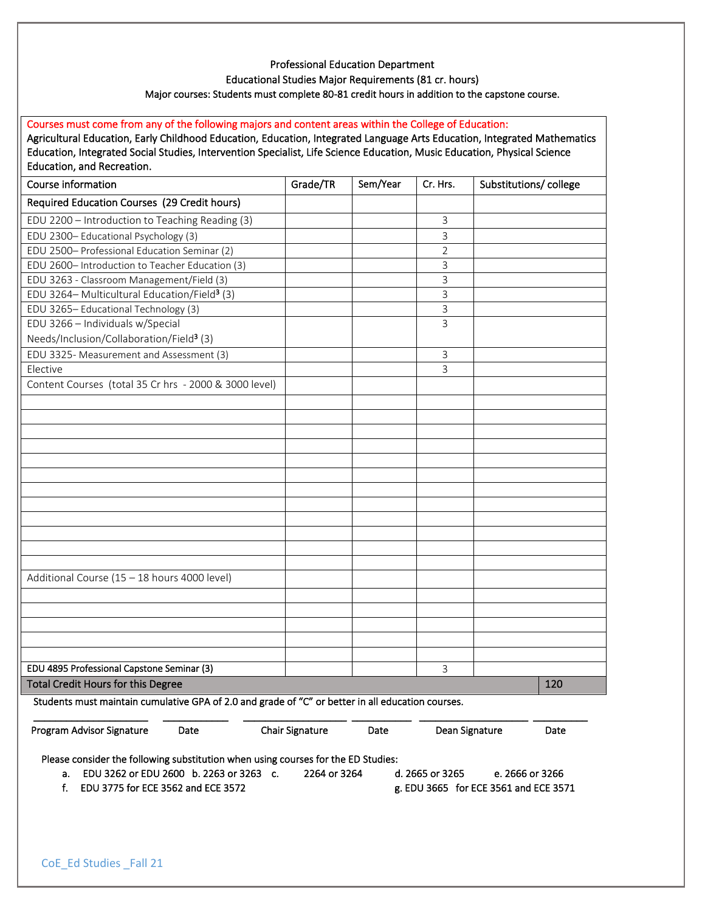Professional Education Department

Educational Studies Major Requirements (81 cr. hours)

Major courses: Students must complete 80-81 credit hours in addition to the capstone course.

| Courses must come from any of the following majors and content areas within the College of Education: Agricultural Education, Early Childhood Education, Education, Integrated Language Arts Education, Integrated Mathematics Education, Integrated Social Studies, Intervention Specialist, Life Science Education, Music Education, Physical Science Education, and Recreation. | | | | |
|---|---|---|---|---|
| Course information | Grade/TR | Sem/Year | Cr. Hrs. | Substitutions/ college |
| Required Education Courses (29 Credit hours) | | | | |
| EDU 2200 – Introduction to Teaching Reading (3) | | | 3 | |
| EDU 2300– Educational Psychology (3) | | | 3 | |
| EDU 2500– Professional Education Seminar (2) | | | 2 | |
| EDU 2600– Introduction to Teacher Education (3) | | | 3 | |
| EDU 3263 - Classroom Management/Field (3) | | | 3 | |
| EDU 3264– Multicultural Education/Field[3] (3) | | | 3 | |
| EDU 3265– Educational Technology (3) | | | 3 | |
| EDU 3266 – Individuals w/Special Needs/Inclusion/Collaboration/Field[3] (3) | | | 3 | |
| EDU 3325- Measurement and Assessment (3) | | | 3 | |
| Elective | | | 3 | |
| Content Courses (total 35 Cr hrs - 2000 & 3000 level) | | | | |
| | | | | |
| | | | | |
| | | | | |
| | | | | |
| | | | | |
| | | | | |
| | | | | |
| | | | | |
| | | | | |
| | | | | |
| | | | | |
| | | | | |
| Additional Course (15 – 18 hours 4000 level) | | | | |
| | | | | |
| | | | | |
| | | | | |
| | | | | |
| | | | | |
| EDU 4895 Professional Capstone Seminar (3) | | | 3 | |
| Total Credit Hours for this Degree | | | | 120 |

Students must maintain cumulative GPA of 2.0 and grade of "C" or better in all education courses.

Program Advisor Signature ____________ Date ________ Chair Signature ____________ Date ________ Dean Signature ____________ Date ________

Please consider the following substitution when using courses for the ED Studies:

a. EDU 3262 or EDU 2600 b. 2263 or 3263 c. 2264 or 3264 d. 2665 or 3265 e. 2666 or 3266

f. EDU 3775 for ECE 3562 and ECE 3572 g. EDU 3665 for ECE 3561 and ECE 3571

CoE_Ed Studies _Fall 21